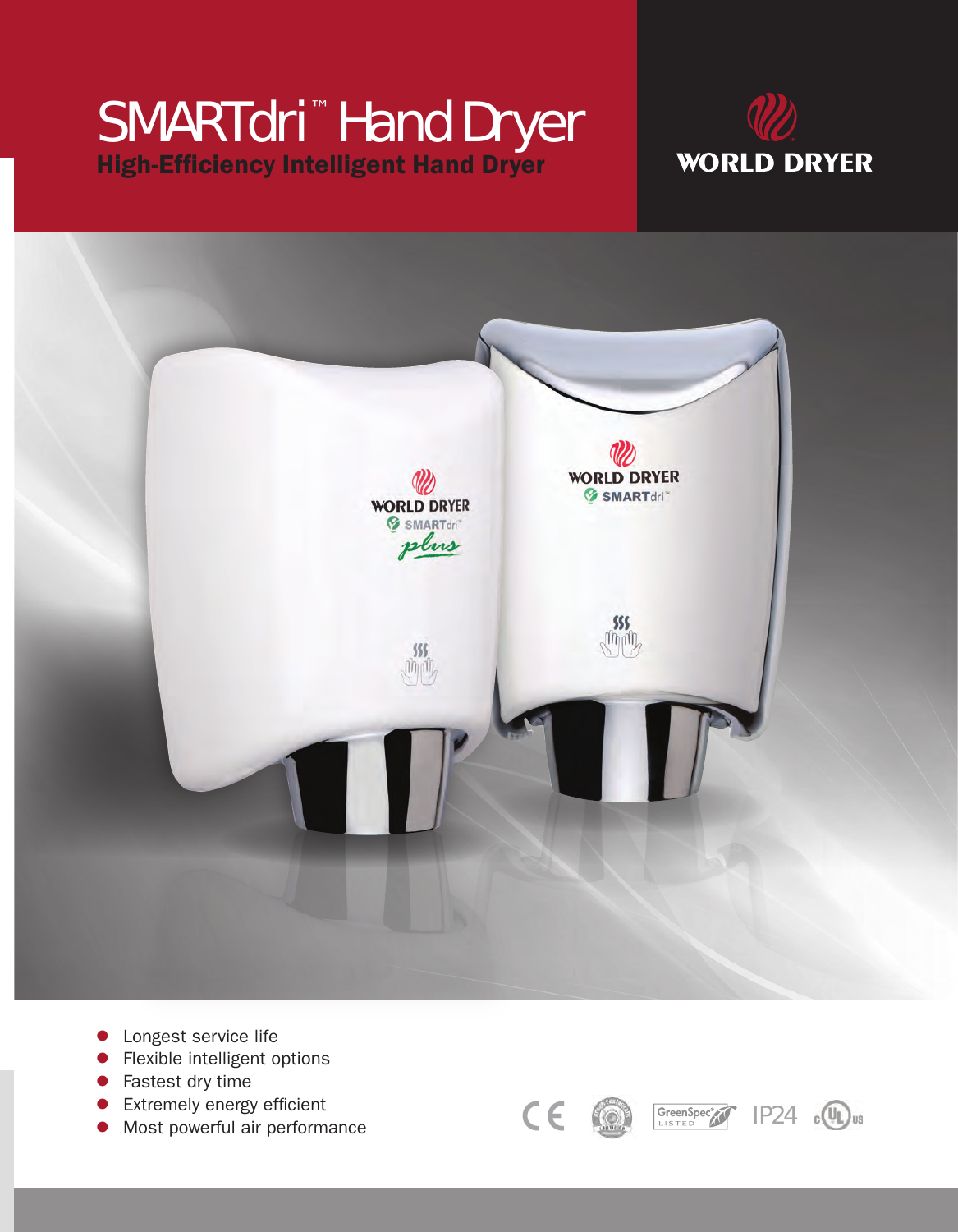# SMARTdri™ Hand Dryer

## High-Efficiency Intelligent Hand Dryer

WORLD DRYER

- Longest service life
- Flexible intelligent options
- Fastest dry time
- Extremely energy efficient
- Most powerful air performance

CE GreenSpec LISTED IP24 c UL us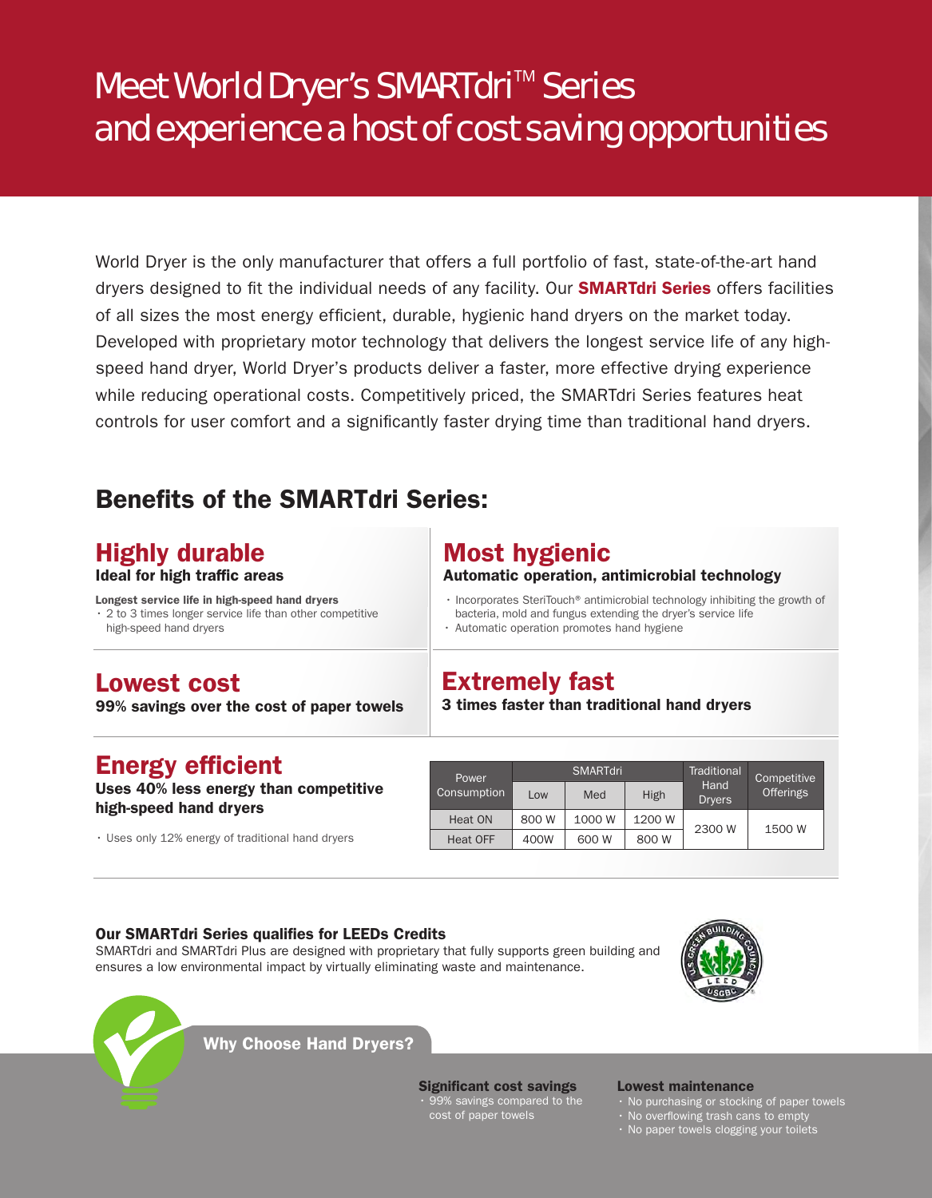# Meet World Dryer's SMARTdri™ Series and experience a host of cost saving opportunities

World Dryer is the only manufacturer that offers a full portfolio of fast, state-of-the-art hand dryers designed to fit the individual needs of any facility. Our **SMARTdri Series** offers facilities of all sizes the most energy efficient, durable, hygienic hand dryers on the market today. Developed with proprietary motor technology that delivers the longest service life of any high-speed hand dryer, World Dryer's products deliver a faster, more effective drying experience while reducing operational costs. Competitively priced, the SMARTdri Series features heat controls for user comfort and a significantly faster drying time than traditional hand dryers.

## Benefits of the SMARTdri Series:

### Highly durable

**Ideal for high traffic areas**

**Longest service life in high-speed hand dryers**

- 2 to 3 times longer service life than other competitive high-speed hand dryers

### Most hygienic

**Automatic operation, antimicrobial technology**

- Incorporates SteriTouch® antimicrobial technology inhibiting the growth of bacteria, mold and fungus extending the dryer's service life
- Automatic operation promotes hand hygiene

### Lowest cost

**99% savings over the cost of paper towels**

### Extremely fast

**3 times faster than traditional hand dryers**

### Energy efficient

**Uses 40% less energy than competitive high-speed hand dryers**

- Uses only 12% energy of traditional hand dryers

| Power Consumption | SMARTdri | | | Traditional Hand Dryers | Competitive Offerings |
|---|---|---|---|---|---|
| | Low | Med | High | | |
| Heat ON | 800 W | 1000 W | 1200 W | 2300 W | 1500 W |
| Heat OFF | 400W | 600 W | 800 W | | |

**Our SMARTdri Series qualifies for LEEDs Credits**

SMARTdri and SMARTdri Plus are designed with proprietary that fully supports green building and ensures a low environmental impact by virtually eliminating waste and maintenance.

### Why Choose Hand Dryers?

**Significant cost savings**

- 99% savings compared to the cost of paper towels

**Lowest maintenance**

- No purchasing or stocking of paper towels
- No overflowing trash cans to empty
- No paper towels clogging your toilets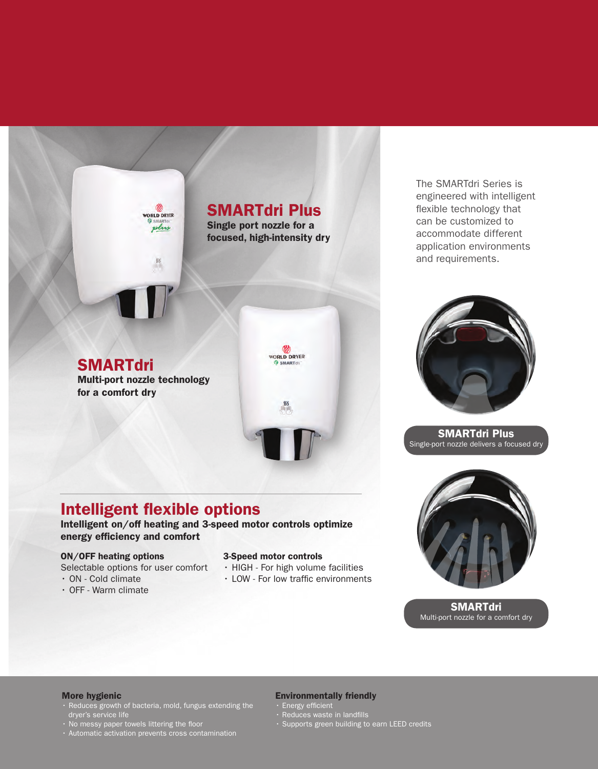## SMARTdri Plus

**Single port nozzle for a focused, high-intensity dry**

## SMARTdri

**Multi-port nozzle technology for a comfort dry**

The SMARTdri Series is engineered with intelligent flexible technology that can be customized to accommodate different application environments and requirements.

**SMARTdri Plus**
Single-port nozzle delivers a focused dry

**SMARTdri**
Multi-port nozzle for a comfort dry

## Intelligent flexible options

**Intelligent on/off heating and 3-speed motor controls optimize energy efficiency and comfort**

### ON/OFF heating options

Selectable options for user comfort

- ON - Cold climate
- OFF - Warm climate

### 3-Speed motor controls

- HIGH - For high volume facilities
- LOW - For low traffic environments

### More hygienic

- Reduces growth of bacteria, mold, fungus extending the dryer's service life
- No messy paper towels littering the floor
- Automatic activation prevents cross contamination

### Environmentally friendly

- Energy efficient
- Reduces waste in landfills
- Supports green building to earn LEED credits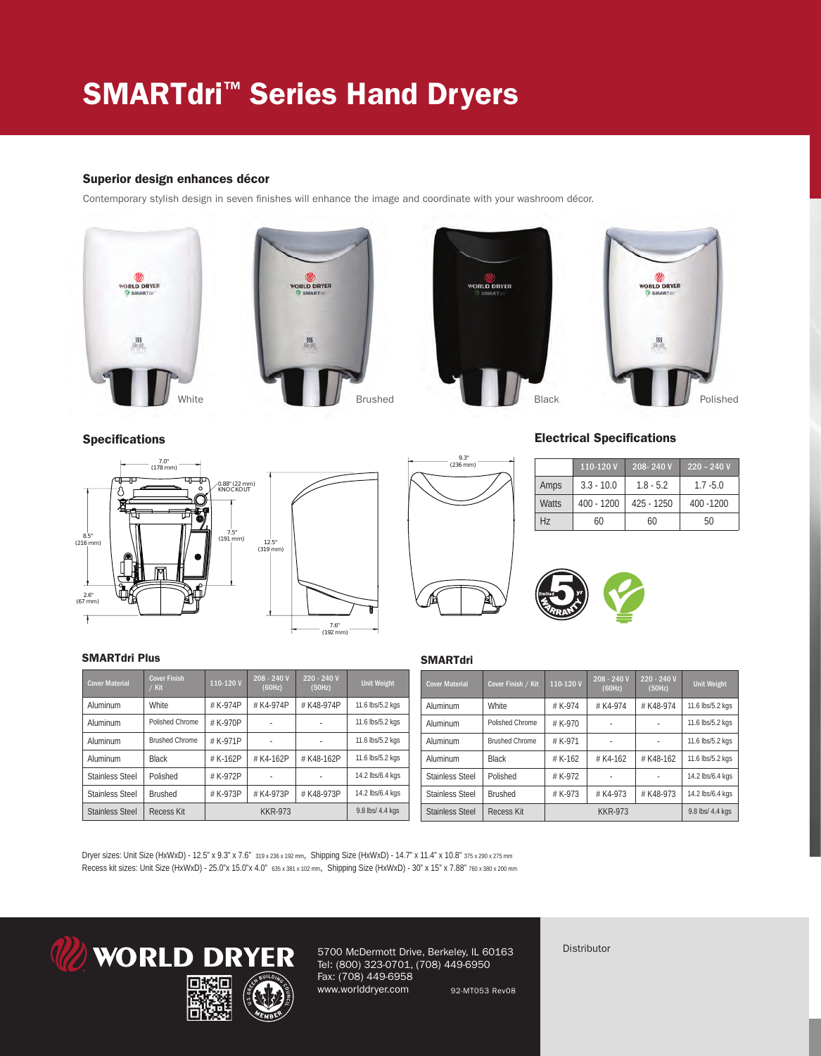# SMARTdri™ Series Hand Dryers

### Superior design enhances décor

Contemporary stylish design in seven finishes will enhance the image and coordinate with your washroom décor.

White

Brushed

Black

Polished

### Specifications

7.0" (178 mm)

0.88" (22 mm) KNOCKOUT

8.5" (216 mm)

7.5" (191 mm)

12.5" (319 mm)

2.6" (67 mm)

7.6" (192 mm)

9.3" (236 mm)

### Electrical Specifications

| | 110-120 V | 208- 240 V | 220 - 240 V |
|---|---|---|---|
| Amps | 3.3 - 10.0 | 1.8 - 5.2 | 1.7 -5.0 |
| Watts | 400 - 1200 | 425 - 1250 | 400 -1200 |
| Hz | 60 | 60 | 50 |

limited 5 yr WARRANTY

### SMARTdri Plus

| Cover Material | Cover Finish / Kit | 110-120 V | 208 - 240 V (60Hz) | 220 - 240 V (50Hz) | Unit Weight |
|---|---|---|---|---|---|
| Aluminum | White | # K-974P | # K4-974P | # K48-974P | 11.6 lbs/5.2 kgs |
| Aluminum | Polished Chrome | # K-970P | - | - | 11.6 lbs/5.2 kgs |
| Aluminum | Brushed Chrome | # K-971P | - | - | 11.6 lbs/5.2 kgs |
| Aluminum | Black | # K-162P | # K4-162P | # K48-162P | 11.6 lbs/5.2 kgs |
| Stainless Steel | Polished | # K-972P | - | - | 14.2 lbs/6.4 kgs |
| Stainless Steel | Brushed | # K-973P | # K4-973P | # K48-973P | 14.2 lbs/6.4 kgs |
| Stainless Steel | Recess Kit | KKR-973 | | | 9.8 lbs/ 4.4 kgs |

### SMARTdri

| Cover Material | Cover Finish / Kit | 110-120 V | 208 - 240 V (60Hz) | 220 - 240 V (50Hz) | Unit Weight |
|---|---|---|---|---|---|
| Aluminum | White | # K-974 | # K4-974 | # K48-974 | 11.6 lbs/5.2 kgs |
| Aluminum | Polished Chrome | # K-970 | - | - | 11.6 lbs/5.2 kgs |
| Aluminum | Brushed Chrome | # K-971 | - | - | 11.6 lbs/5.2 kgs |
| Aluminum | Black | # K-162 | # K4-162 | # K48-162 | 11.6 lbs/5.2 kgs |
| Stainless Steel | Polished | # K-972 | - | - | 14.2 lbs/6.4 kgs |
| Stainless Steel | Brushed | # K-973 | # K4-973 | # K48-973 | 14.2 lbs/6.4 kgs |
| Stainless Steel | Recess Kit | KKR-973 | | | 9.8 lbs/ 4.4 kgs |

Dryer sizes: Unit Size (HxWxD) - 12.5" x 9.3" x 7.6" 319 x 236 x 192 mm, Shipping Size (HxWxD) - 14.7" x 11.4" x 10.8" 375 x 290 x 275 mm

Recess kit sizes: Unit Size (HxWxD) - 25.0"x 15.0"x 4.0" 635 x 381 x 102 mm, Shipping Size (HxWxD) - 30" x 15" x 7.88" 760 x 380 x 200 mm

WORLD DRYER

5700 McDermott Drive, Berkeley, IL 60163
Tel: (800) 323-0701, (708) 449-6950
Fax: (708) 449-6958
www.worlddryer.com

92-MT053 Rev08

Distributor